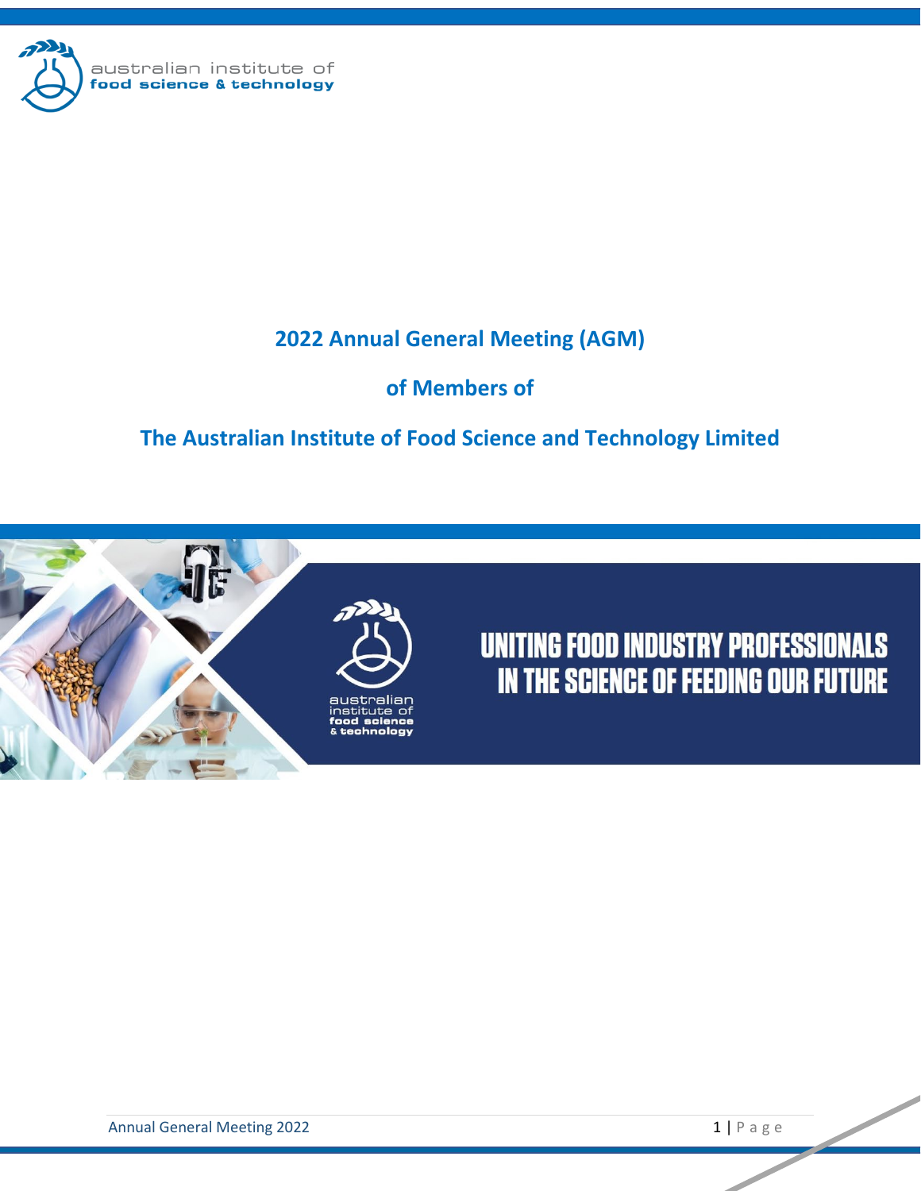australian institute of
food science & technology

# 2022 Annual General Meeting (AGM)

## of Members of

## The Australian Institute of Food Science and Technology Limited

australian institute of food science & technology

UNITING FOOD INDUSTRY PROFESSIONALS IN THE SCIENCE OF FEEDING OUR FUTURE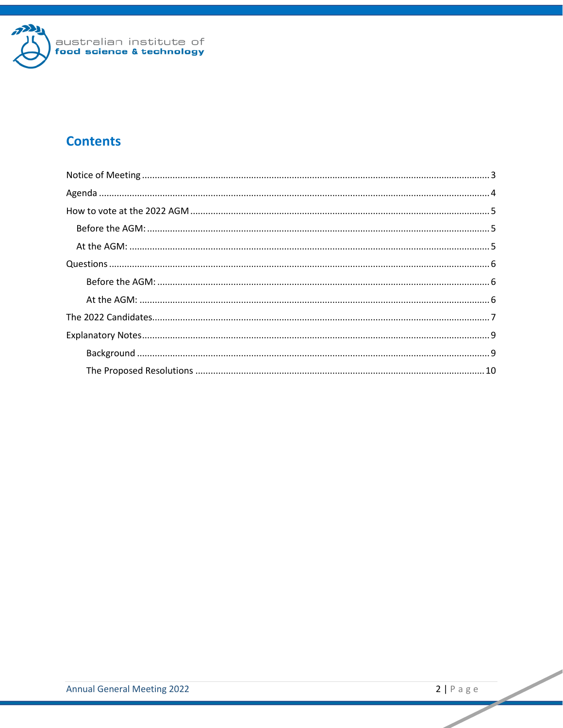## Contents

Notice of Meeting ........................................................................................................................................ 3
Agenda ........................................................................................................................................................ 4
How to vote at the 2022 AGM ..................................................................................................................... 5
- Before the AGM: ..................................................................................................................................... 5
- At the AGM: ............................................................................................................................................ 5

Questions .................................................................................................................................................... 6
- Before the AGM: ................................................................................................................................. 6
- At the AGM: ........................................................................................................................................ 6

The 2022 Candidates.................................................................................................................................... 7
Explanatory Notes........................................................................................................................................ 9
- Background ......................................................................................................................................... 9
- The Proposed Resolutions ................................................................................................................. 10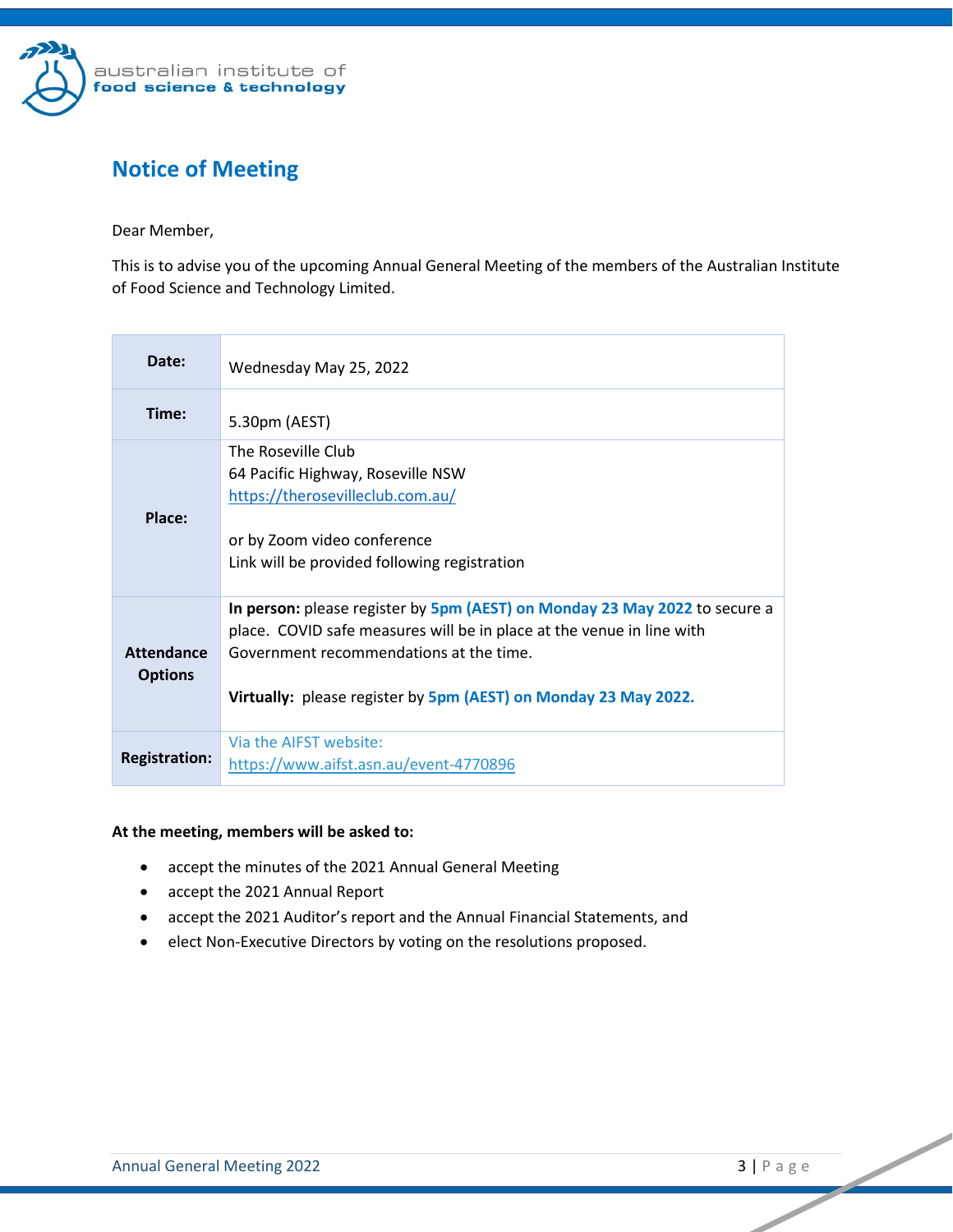## Notice of Meeting

Dear Member,

This is to advise you of the upcoming Annual General Meeting of the members of the Australian Institute of Food Science and Technology Limited.

| | |
|---|---|
| **Date:** | Wednesday May 25, 2022 |
| **Time:** | 5.30pm (AEST) |
| **Place:** | The Roseville Club<br>64 Pacific Highway, Roseville NSW<br>https://therosevilleclub.com.au/<br><br>or by Zoom video conference<br>Link will be provided following registration |
| **Attendance Options** | **In person:** please register by **5pm (AEST) on Monday 23 May 2022** to secure a place. COVID safe measures will be in place at the venue in line with Government recommendations at the time.<br><br>**Virtually:** please register by **5pm (AEST) on Monday 23 May 2022.** |
| **Registration:** | Via the AIFST website:<br>https://www.aifst.asn.au/event-4770896 |

**At the meeting, members will be asked to:**

- accept the minutes of the 2021 Annual General Meeting
- accept the 2021 Annual Report
- accept the 2021 Auditor's report and the Annual Financial Statements, and
- elect Non-Executive Directors by voting on the resolutions proposed.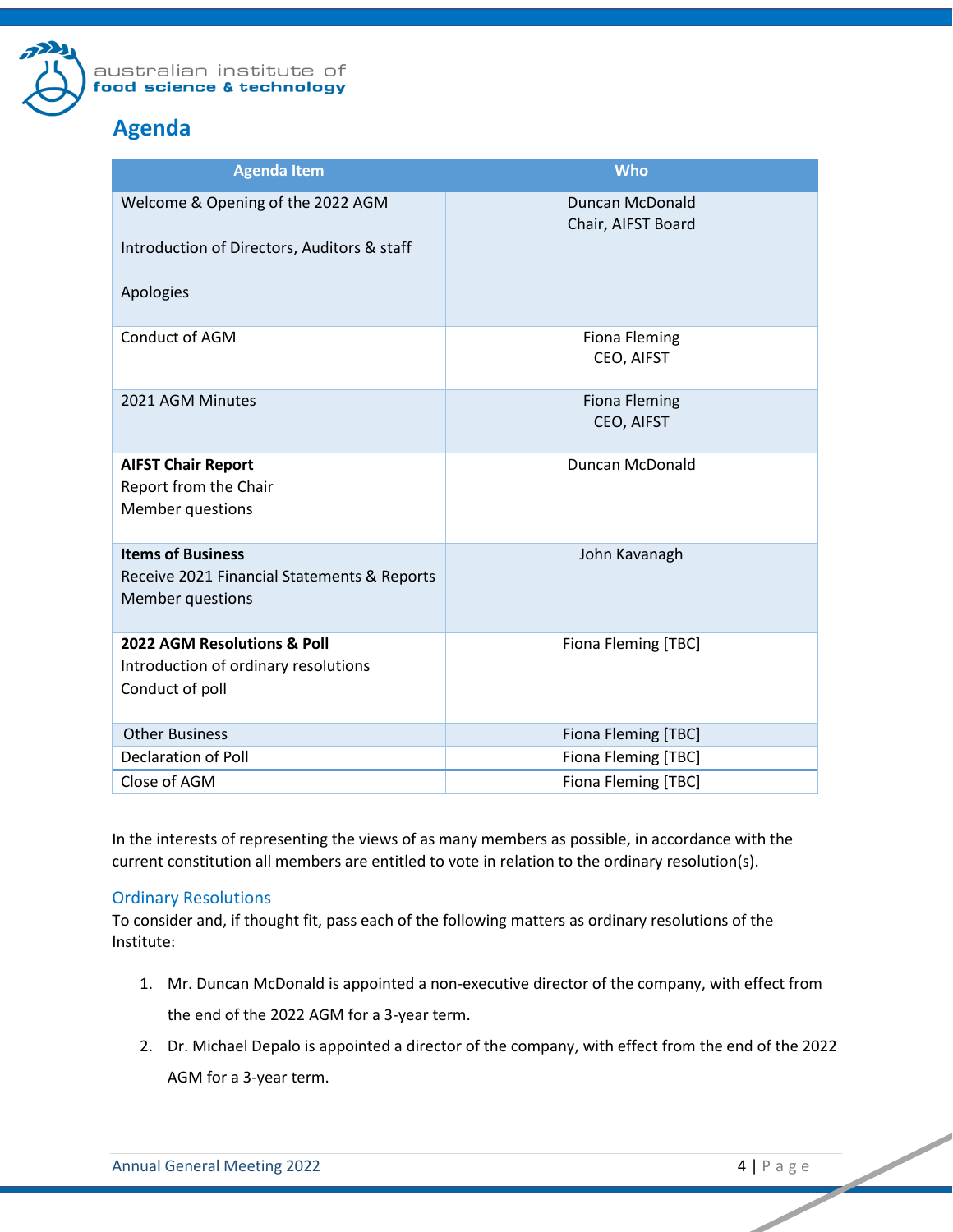## Agenda

| Agenda Item | Who |
|---|---|
| Welcome & Opening of the 2022 AGM<br><br>Introduction of Directors, Auditors & staff<br><br>Apologies | Duncan McDonald<br>Chair, AIFST Board |
| Conduct of AGM | Fiona Fleming<br>CEO, AIFST |
| 2021 AGM Minutes | Fiona Fleming<br>CEO, AIFST |
| **AIFST Chair Report**<br>Report from the Chair<br>Member questions | Duncan McDonald |
| **Items of Business**<br>Receive 2021 Financial Statements & Reports<br>Member questions | John Kavanagh |
| **2022 AGM Resolutions & Poll**<br>Introduction of ordinary resolutions<br>Conduct of poll | Fiona Fleming [TBC] |
| Other Business | Fiona Fleming [TBC] |
| Declaration of Poll | Fiona Fleming [TBC] |
| Close of AGM | Fiona Fleming [TBC] |

In the interests of representing the views of as many members as possible, in accordance with the current constitution all members are entitled to vote in relation to the ordinary resolution(s).

### Ordinary Resolutions

To consider and, if thought fit, pass each of the following matters as ordinary resolutions of the Institute:

1. Mr. Duncan McDonald is appointed a non-executive director of the company, with effect from the end of the 2022 AGM for a 3-year term.
2. Dr. Michael Depalo is appointed a director of the company, with effect from the end of the 2022 AGM for a 3-year term.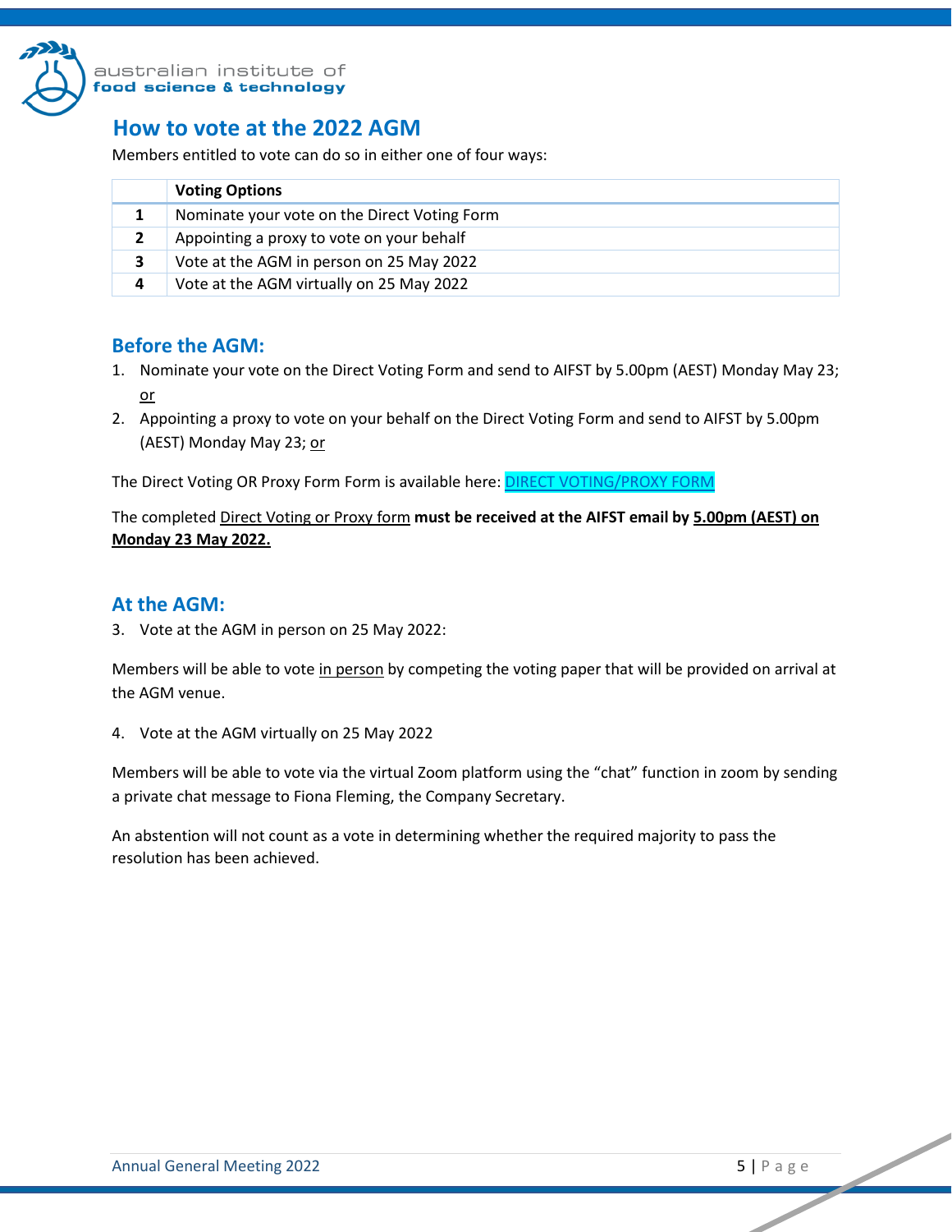## How to vote at the 2022 AGM

Members entitled to vote can do so in either one of four ways:

| | Voting Options |
|---|---|
| 1 | Nominate your vote on the Direct Voting Form |
| 2 | Appointing a proxy to vote on your behalf |
| 3 | Vote at the AGM in person on 25 May 2022 |
| 4 | Vote at the AGM virtually on 25 May 2022 |

### Before the AGM:

1. Nominate your vote on the Direct Voting Form and send to AIFST by 5.00pm (AEST) Monday May 23; or
2. Appointing a proxy to vote on your behalf on the Direct Voting Form and send to AIFST by 5.00pm (AEST) Monday May 23; or

The Direct Voting OR Proxy Form Form is available here: DIRECT VOTING/PROXY FORM

The completed Direct Voting or Proxy form **must be received at the AIFST email by 5.00pm (AEST) on Monday 23 May 2022.**

### At the AGM:

3. Vote at the AGM in person on 25 May 2022:

Members will be able to vote in person by competing the voting paper that will be provided on arrival at the AGM venue.

4. Vote at the AGM virtually on 25 May 2022

Members will be able to vote via the virtual Zoom platform using the "chat" function in zoom by sending a private chat message to Fiona Fleming, the Company Secretary.

An abstention will not count as a vote in determining whether the required majority to pass the resolution has been achieved.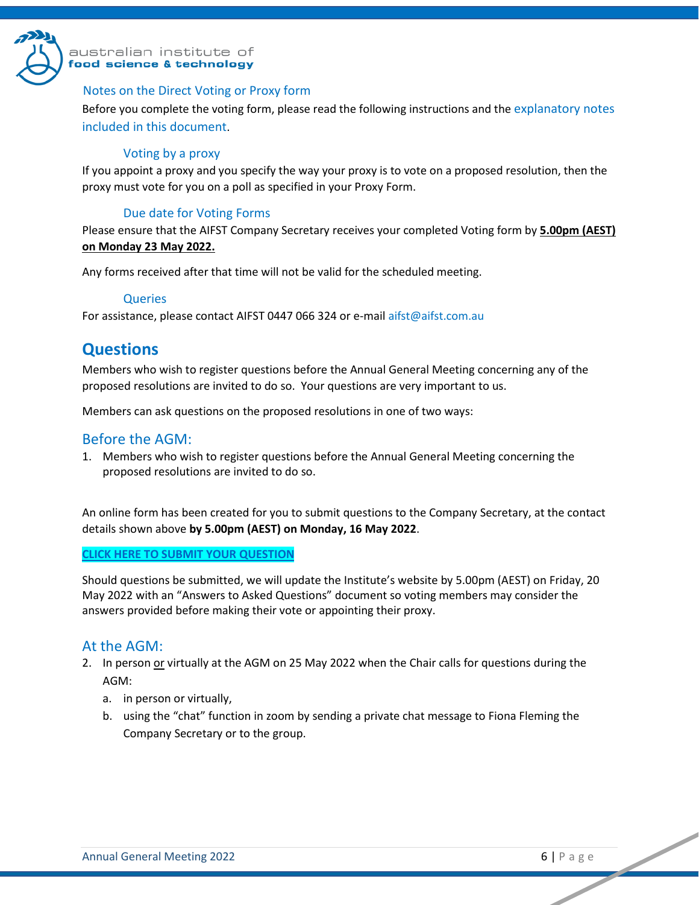### Notes on the Direct Voting or Proxy form

Before you complete the voting form, please read the following instructions and the explanatory notes included in this document.

#### Voting by a proxy

If you appoint a proxy and you specify the way your proxy is to vote on a proposed resolution, then the proxy must vote for you on a poll as specified in your Proxy Form.

#### Due date for Voting Forms

Please ensure that the AIFST Company Secretary receives your completed Voting form by **5.00pm (AEST) on Monday 23 May 2022.**

Any forms received after that time will not be valid for the scheduled meeting.

#### Queries

For assistance, please contact AIFST 0447 066 324 or e-mail aifst@aifst.com.au

## Questions

Members who wish to register questions before the Annual General Meeting concerning any of the proposed resolutions are invited to do so. Your questions are very important to us.

Members can ask questions on the proposed resolutions in one of two ways:

### Before the AGM:

1. Members who wish to register questions before the Annual General Meeting concerning the proposed resolutions are invited to do so.

An online form has been created for you to submit questions to the Company Secretary, at the contact details shown above **by 5.00pm (AEST) on Monday, 16 May 2022**.

**CLICK HERE TO SUBMIT YOUR QUESTION**

Should questions be submitted, we will update the Institute's website by 5.00pm (AEST) on Friday, 20 May 2022 with an "Answers to Asked Questions" document so voting members may consider the answers provided before making their vote or appointing their proxy.

### At the AGM:

2. In person or virtually at the AGM on 25 May 2022 when the Chair calls for questions during the AGM:
   a. in person or virtually,
   b. using the "chat" function in zoom by sending a private chat message to Fiona Fleming the Company Secretary or to the group.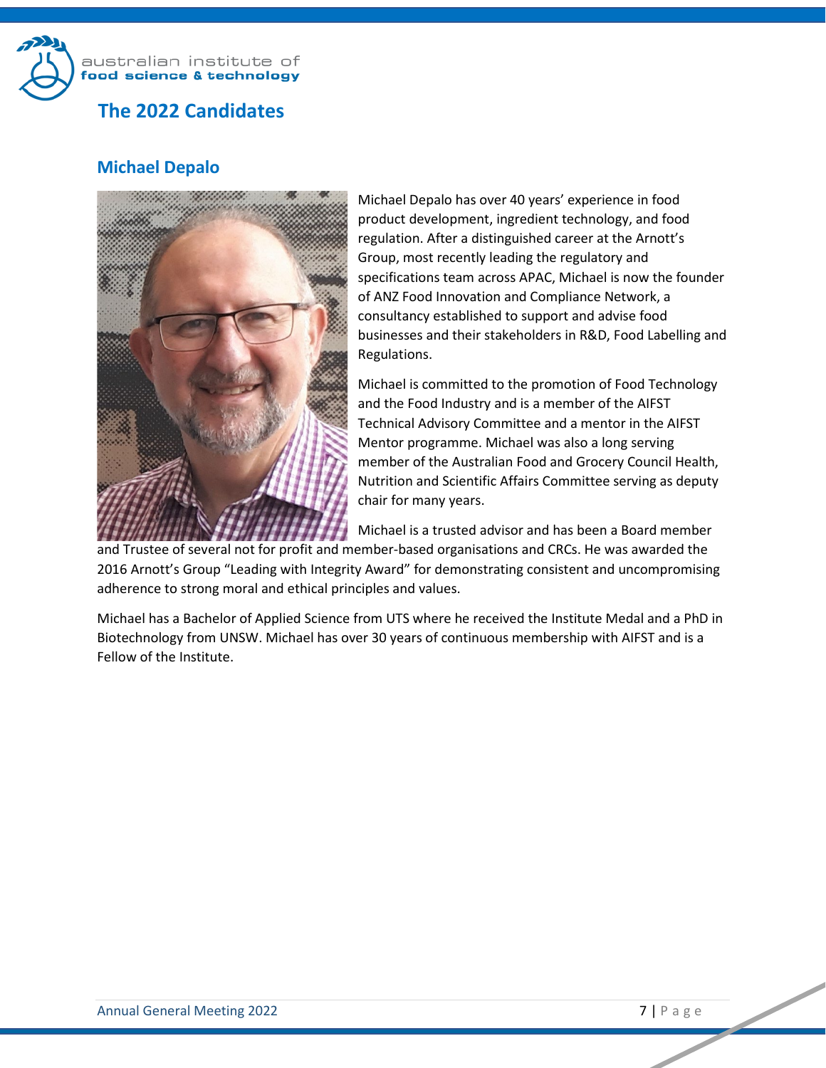## The 2022 Candidates

### Michael Depalo

Michael Depalo has over 40 years' experience in food product development, ingredient technology, and food regulation. After a distinguished career at the Arnott's Group, most recently leading the regulatory and specifications team across APAC, Michael is now the founder of ANZ Food Innovation and Compliance Network, a consultancy established to support and advise food businesses and their stakeholders in R&D, Food Labelling and Regulations.

Michael is committed to the promotion of Food Technology and the Food Industry and is a member of the AIFST Technical Advisory Committee and a mentor in the AIFST Mentor programme. Michael was also a long serving member of the Australian Food and Grocery Council Health, Nutrition and Scientific Affairs Committee serving as deputy chair for many years.

Michael is a trusted advisor and has been a Board member and Trustee of several not for profit and member-based organisations and CRCs. He was awarded the 2016 Arnott's Group "Leading with Integrity Award" for demonstrating consistent and uncompromising adherence to strong moral and ethical principles and values.

Michael has a Bachelor of Applied Science from UTS where he received the Institute Medal and a PhD in Biotechnology from UNSW. Michael has over 30 years of continuous membership with AIFST and is a Fellow of the Institute.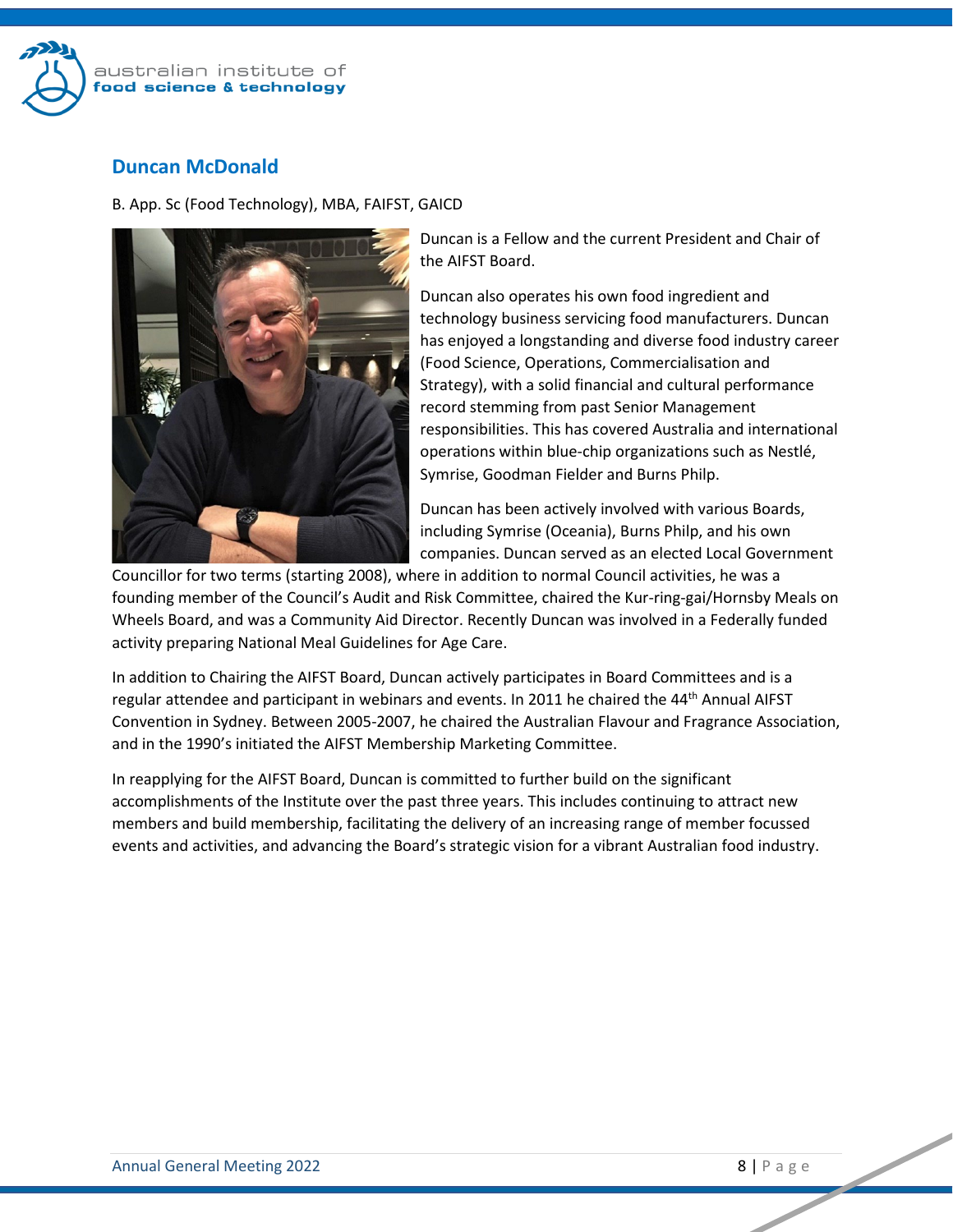## Duncan McDonald

B. App. Sc (Food Technology), MBA, FAIFST, GAICD

Duncan is a Fellow and the current President and Chair of the AIFST Board.

Duncan also operates his own food ingredient and technology business servicing food manufacturers. Duncan has enjoyed a longstanding and diverse food industry career (Food Science, Operations, Commercialisation and Strategy), with a solid financial and cultural performance record stemming from past Senior Management responsibilities. This has covered Australia and international operations within blue-chip organizations such as Nestlé, Symrise, Goodman Fielder and Burns Philp.

Duncan has been actively involved with various Boards, including Symrise (Oceania), Burns Philp, and his own companies. Duncan served as an elected Local Government Councillor for two terms (starting 2008), where in addition to normal Council activities, he was a founding member of the Council's Audit and Risk Committee, chaired the Kur-ring-gai/Hornsby Meals on Wheels Board, and was a Community Aid Director. Recently Duncan was involved in a Federally funded activity preparing National Meal Guidelines for Age Care.

In addition to Chairing the AIFST Board, Duncan actively participates in Board Committees and is a regular attendee and participant in webinars and events. In 2011 he chaired the 44th Annual AIFST Convention in Sydney. Between 2005-2007, he chaired the Australian Flavour and Fragrance Association, and in the 1990's initiated the AIFST Membership Marketing Committee.

In reapplying for the AIFST Board, Duncan is committed to further build on the significant accomplishments of the Institute over the past three years. This includes continuing to attract new members and build membership, facilitating the delivery of an increasing range of member focussed events and activities, and advancing the Board's strategic vision for a vibrant Australian food industry.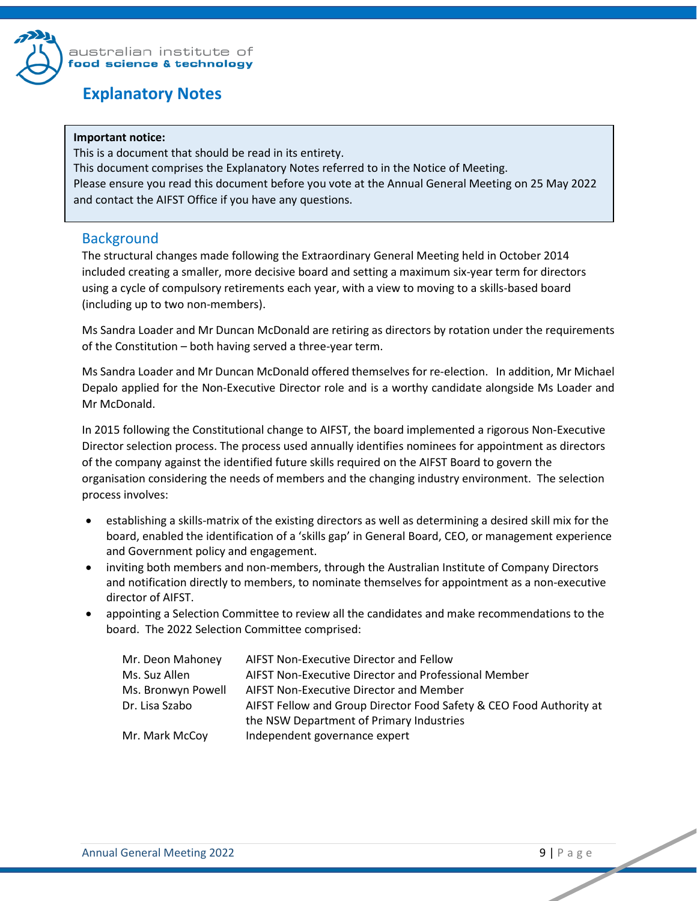## Explanatory Notes

> **Important notice:**
> This is a document that should be read in its entirety.
> This document comprises the Explanatory Notes referred to in the Notice of Meeting.
> Please ensure you read this document before you vote at the Annual General Meeting on 25 May 2022 and contact the AIFST Office if you have any questions.

### Background

The structural changes made following the Extraordinary General Meeting held in October 2014 included creating a smaller, more decisive board and setting a maximum six-year term for directors using a cycle of compulsory retirements each year, with a view to moving to a skills-based board (including up to two non-members).

Ms Sandra Loader and Mr Duncan McDonald are retiring as directors by rotation under the requirements of the Constitution – both having served a three-year term.

Ms Sandra Loader and Mr Duncan McDonald offered themselves for re-election. In addition, Mr Michael Depalo applied for the Non-Executive Director role and is a worthy candidate alongside Ms Loader and Mr McDonald.

In 2015 following the Constitutional change to AIFST, the board implemented a rigorous Non-Executive Director selection process. The process used annually identifies nominees for appointment as directors of the company against the identified future skills required on the AIFST Board to govern the organisation considering the needs of members and the changing industry environment. The selection process involves:

- establishing a skills-matrix of the existing directors as well as determining a desired skill mix for the board, enabled the identification of a 'skills gap' in General Board, CEO, or management experience and Government policy and engagement.
- inviting both members and non-members, through the Australian Institute of Company Directors and notification directly to members, to nominate themselves for appointment as a non-executive director of AIFST.
- appointing a Selection Committee to review all the candidates and make recommendations to the board. The 2022 Selection Committee comprised:

| | |
|---|---|
| Mr. Deon Mahoney | AIFST Non-Executive Director and Fellow |
| Ms. Suz Allen | AIFST Non-Executive Director and Professional Member |
| Ms. Bronwyn Powell | AIFST Non-Executive Director and Member |
| Dr. Lisa Szabo | AIFST Fellow and Group Director Food Safety & CEO Food Authority at the NSW Department of Primary Industries |
| Mr. Mark McCoy | Independent governance expert |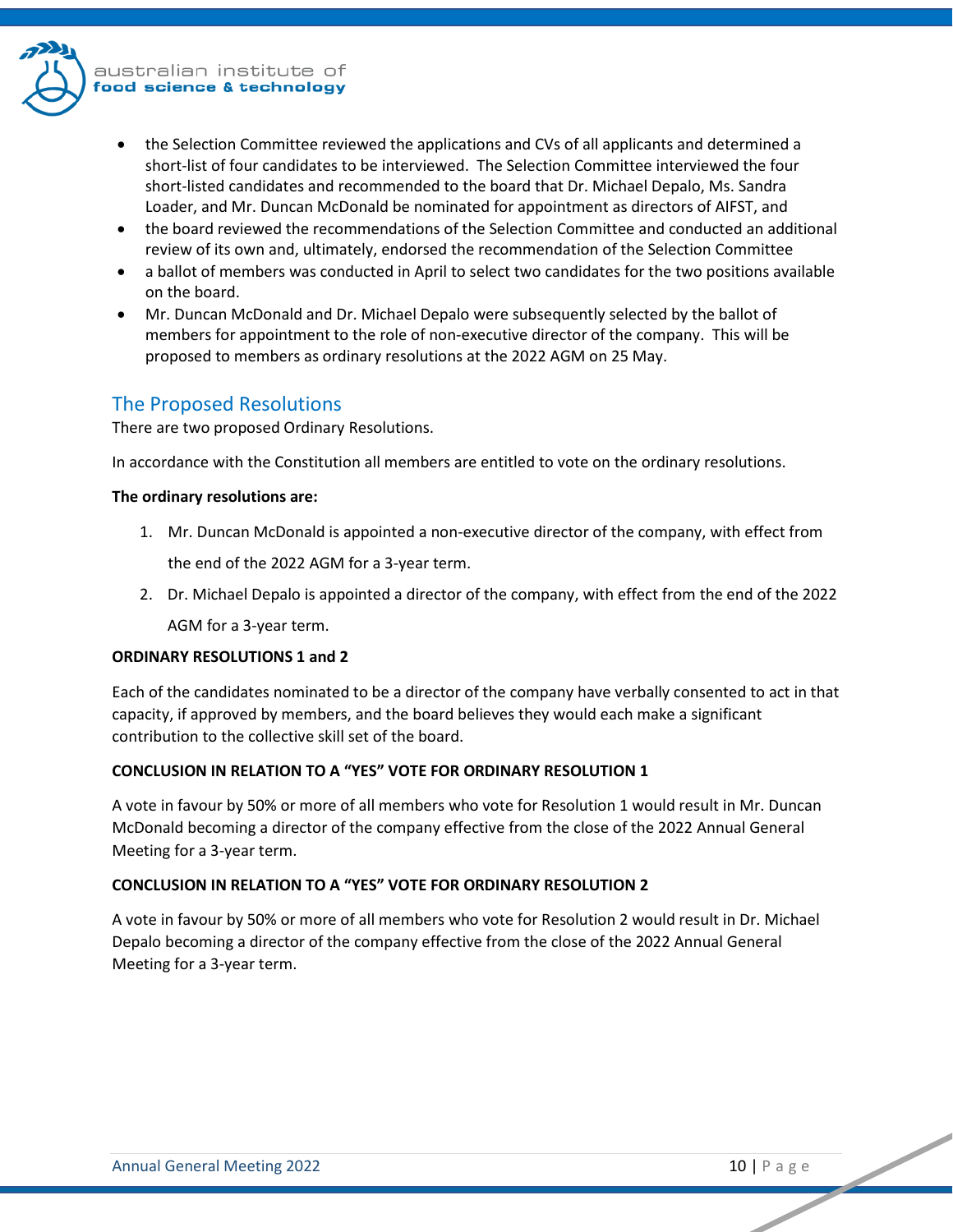- the Selection Committee reviewed the applications and CVs of all applicants and determined a short-list of four candidates to be interviewed. The Selection Committee interviewed the four short-listed candidates and recommended to the board that Dr. Michael Depalo, Ms. Sandra Loader, and Mr. Duncan McDonald be nominated for appointment as directors of AIFST, and
- the board reviewed the recommendations of the Selection Committee and conducted an additional review of its own and, ultimately, endorsed the recommendation of the Selection Committee
- a ballot of members was conducted in April to select two candidates for the two positions available on the board.
- Mr. Duncan McDonald and Dr. Michael Depalo were subsequently selected by the ballot of members for appointment to the role of non-executive director of the company. This will be proposed to members as ordinary resolutions at the 2022 AGM on 25 May.

## The Proposed Resolutions

There are two proposed Ordinary Resolutions.

In accordance with the Constitution all members are entitled to vote on the ordinary resolutions.

**The ordinary resolutions are:**

1. Mr. Duncan McDonald is appointed a non-executive director of the company, with effect from the end of the 2022 AGM for a 3-year term.
2. Dr. Michael Depalo is appointed a director of the company, with effect from the end of the 2022 AGM for a 3-year term.

**ORDINARY RESOLUTIONS 1 and 2**

Each of the candidates nominated to be a director of the company have verbally consented to act in that capacity, if approved by members, and the board believes they would each make a significant contribution to the collective skill set of the board.

**CONCLUSION IN RELATION TO A "YES" VOTE FOR ORDINARY RESOLUTION 1**

A vote in favour by 50% or more of all members who vote for Resolution 1 would result in Mr. Duncan McDonald becoming a director of the company effective from the close of the 2022 Annual General Meeting for a 3-year term.

**CONCLUSION IN RELATION TO A "YES" VOTE FOR ORDINARY RESOLUTION 2**

A vote in favour by 50% or more of all members who vote for Resolution 2 would result in Dr. Michael Depalo becoming a director of the company effective from the close of the 2022 Annual General Meeting for a 3-year term.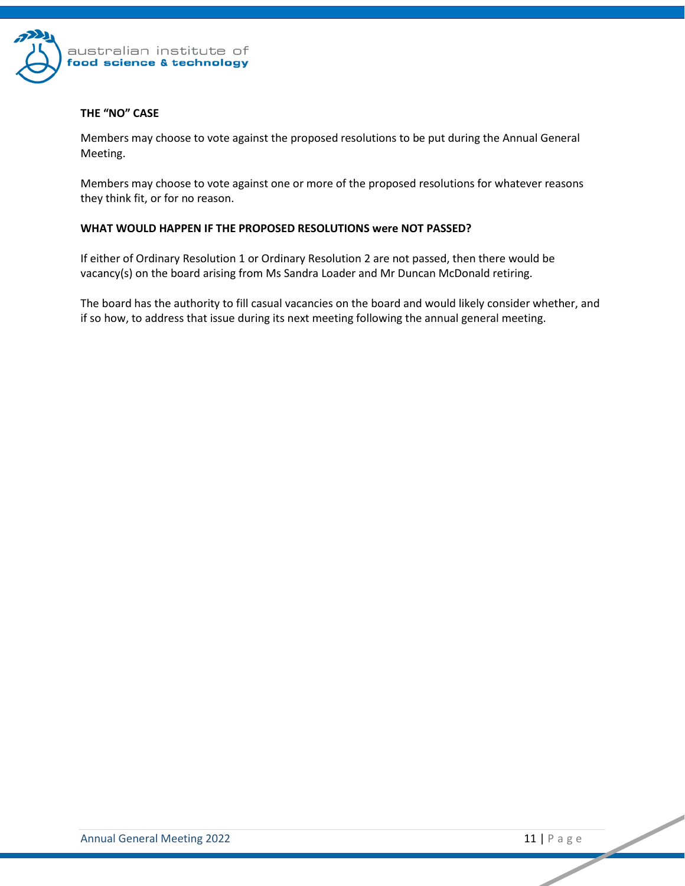**THE “NO” CASE**

Members may choose to vote against the proposed resolutions to be put during the Annual General Meeting.

Members may choose to vote against one or more of the proposed resolutions for whatever reasons they think fit, or for no reason.

**WHAT WOULD HAPPEN IF THE PROPOSED RESOLUTIONS were NOT PASSED?**

If either of Ordinary Resolution 1 or Ordinary Resolution 2 are not passed, then there would be vacancy(s) on the board arising from Ms Sandra Loader and Mr Duncan McDonald retiring.

The board has the authority to fill casual vacancies on the board and would likely consider whether, and if so how, to address that issue during its next meeting following the annual general meeting.